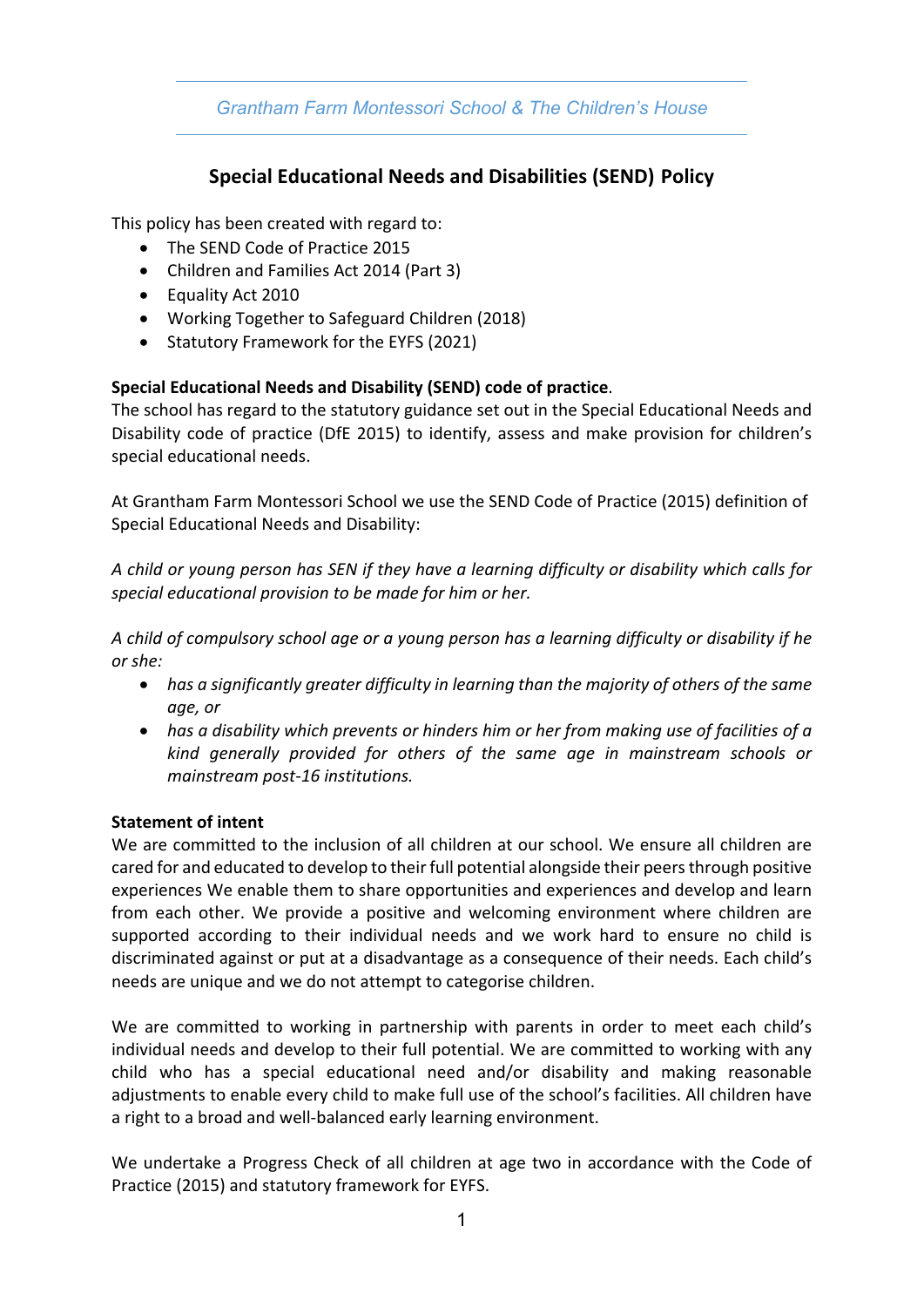Grantham Farm Montessori School & The Children's House

## Special Educational Needs and Disabilities (SEND) Policy

This policy has been created with regard to:

- The SEND Code of Practice 2015
- Children and Families Act 2014 (Part 3)
- Equality Act 2010
- Working Together to Safeguard Children (2018)
- Statutory Framework for the EYFS (2021)

**Special Educational Needs and Disability (SEND) code of practice**.
The school has regard to the statutory guidance set out in the Special Educational Needs and Disability code of practice (DfE 2015) to identify, assess and make provision for children's special educational needs.

At Grantham Farm Montessori School we use the SEND Code of Practice (2015) definition of Special Educational Needs and Disability:

*A child or young person has SEN if they have a learning difficulty or disability which calls for special educational provision to be made for him or her.*

*A child of compulsory school age or a young person has a learning difficulty or disability if he or she:*

- *has a significantly greater difficulty in learning than the majority of others of the same age, or*
- *has a disability which prevents or hinders him or her from making use of facilities of a kind generally provided for others of the same age in mainstream schools or mainstream post-16 institutions.*

**Statement of intent**
We are committed to the inclusion of all children at our school. We ensure all children are cared for and educated to develop to their full potential alongside their peers through positive experiences We enable them to share opportunities and experiences and develop and learn from each other. We provide a positive and welcoming environment where children are supported according to their individual needs and we work hard to ensure no child is discriminated against or put at a disadvantage as a consequence of their needs. Each child's needs are unique and we do not attempt to categorise children.

We are committed to working in partnership with parents in order to meet each child's individual needs and develop to their full potential. We are committed to working with any child who has a special educational need and/or disability and making reasonable adjustments to enable every child to make full use of the school's facilities. All children have a right to a broad and well-balanced early learning environment.

We undertake a Progress Check of all children at age two in accordance with the Code of Practice (2015) and statutory framework for EYFS.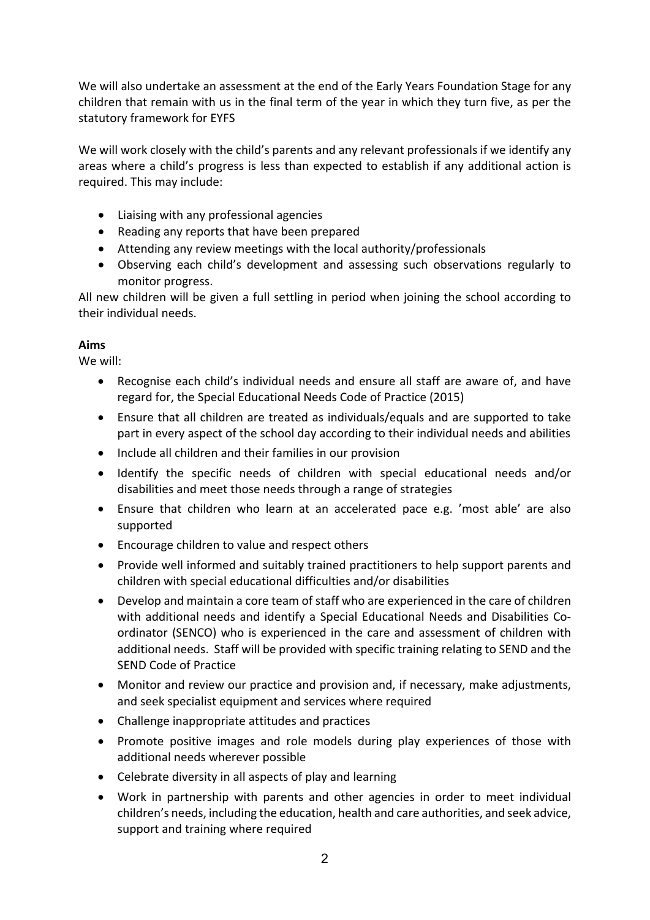We will also undertake an assessment at the end of the Early Years Foundation Stage for any children that remain with us in the final term of the year in which they turn five, as per the statutory framework for EYFS

We will work closely with the child's parents and any relevant professionals if we identify any areas where a child's progress is less than expected to establish if any additional action is required. This may include:

- Liaising with any professional agencies
- Reading any reports that have been prepared
- Attending any review meetings with the local authority/professionals
- Observing each child's development and assessing such observations regularly to monitor progress.

All new children will be given a full settling in period when joining the school according to their individual needs.

**Aims**

We will:

- Recognise each child's individual needs and ensure all staff are aware of, and have regard for, the Special Educational Needs Code of Practice (2015)
- Ensure that all children are treated as individuals/equals and are supported to take part in every aspect of the school day according to their individual needs and abilities
- Include all children and their families in our provision
- Identify the specific needs of children with special educational needs and/or disabilities and meet those needs through a range of strategies
- Ensure that children who learn at an accelerated pace e.g. 'most able' are also supported
- Encourage children to value and respect others
- Provide well informed and suitably trained practitioners to help support parents and children with special educational difficulties and/or disabilities
- Develop and maintain a core team of staff who are experienced in the care of children with additional needs and identify a Special Educational Needs and Disabilities Co-ordinator (SENCO) who is experienced in the care and assessment of children with additional needs. Staff will be provided with specific training relating to SEND and the SEND Code of Practice
- Monitor and review our practice and provision and, if necessary, make adjustments, and seek specialist equipment and services where required
- Challenge inappropriate attitudes and practices
- Promote positive images and role models during play experiences of those with additional needs wherever possible
- Celebrate diversity in all aspects of play and learning
- Work in partnership with parents and other agencies in order to meet individual children's needs, including the education, health and care authorities, and seek advice, support and training where required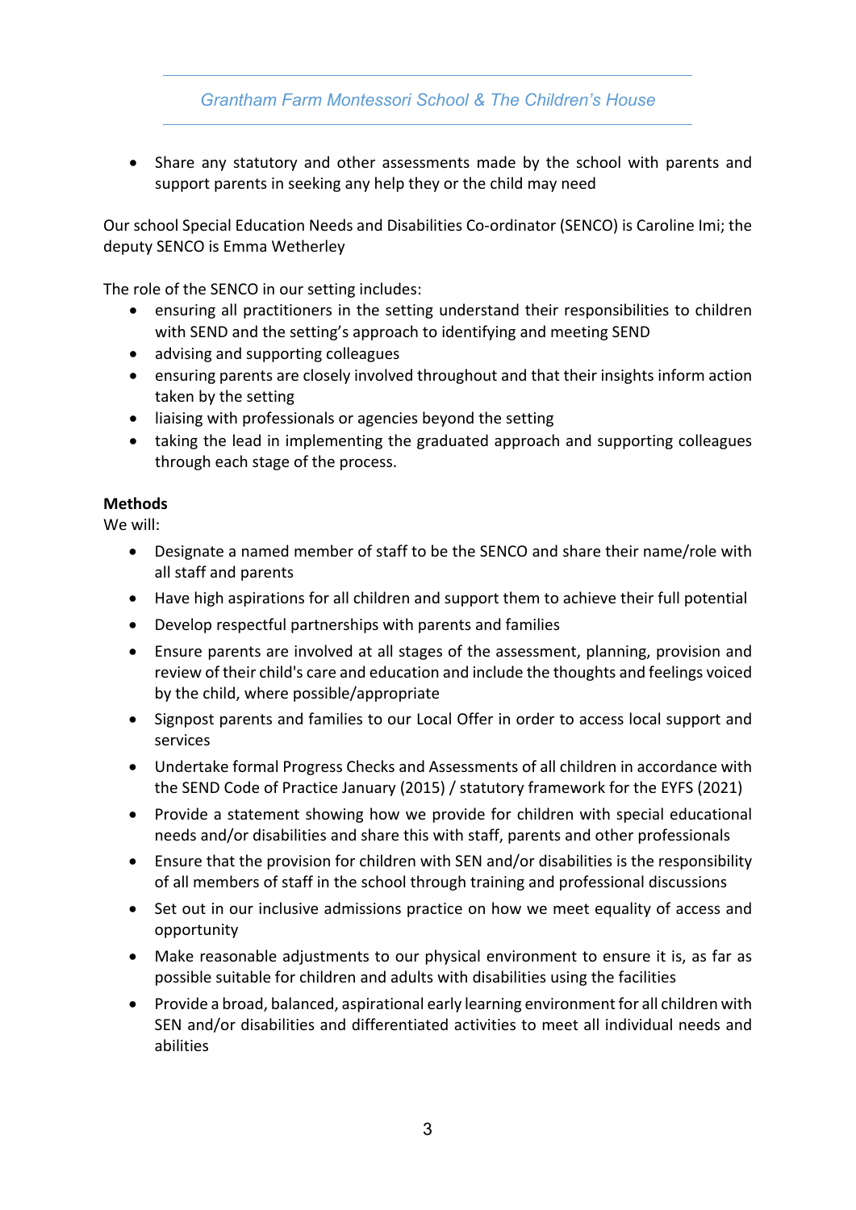- Share any statutory and other assessments made by the school with parents and support parents in seeking any help they or the child may need

Our school Special Education Needs and Disabilities Co-ordinator (SENCO) is Caroline Imi; the deputy SENCO is Emma Wetherley

The role of the SENCO in our setting includes:

- ensuring all practitioners in the setting understand their responsibilities to children with SEND and the setting's approach to identifying and meeting SEND
- advising and supporting colleagues
- ensuring parents are closely involved throughout and that their insights inform action taken by the setting
- liaising with professionals or agencies beyond the setting
- taking the lead in implementing the graduated approach and supporting colleagues through each stage of the process.

**Methods**

We will:

- Designate a named member of staff to be the SENCO and share their name/role with all staff and parents
- Have high aspirations for all children and support them to achieve their full potential
- Develop respectful partnerships with parents and families
- Ensure parents are involved at all stages of the assessment, planning, provision and review of their child's care and education and include the thoughts and feelings voiced by the child, where possible/appropriate
- Signpost parents and families to our Local Offer in order to access local support and services
- Undertake formal Progress Checks and Assessments of all children in accordance with the SEND Code of Practice January (2015) / statutory framework for the EYFS (2021)
- Provide a statement showing how we provide for children with special educational needs and/or disabilities and share this with staff, parents and other professionals
- Ensure that the provision for children with SEN and/or disabilities is the responsibility of all members of staff in the school through training and professional discussions
- Set out in our inclusive admissions practice on how we meet equality of access and opportunity
- Make reasonable adjustments to our physical environment to ensure it is, as far as possible suitable for children and adults with disabilities using the facilities
- Provide a broad, balanced, aspirational early learning environment for all children with SEN and/or disabilities and differentiated activities to meet all individual needs and abilities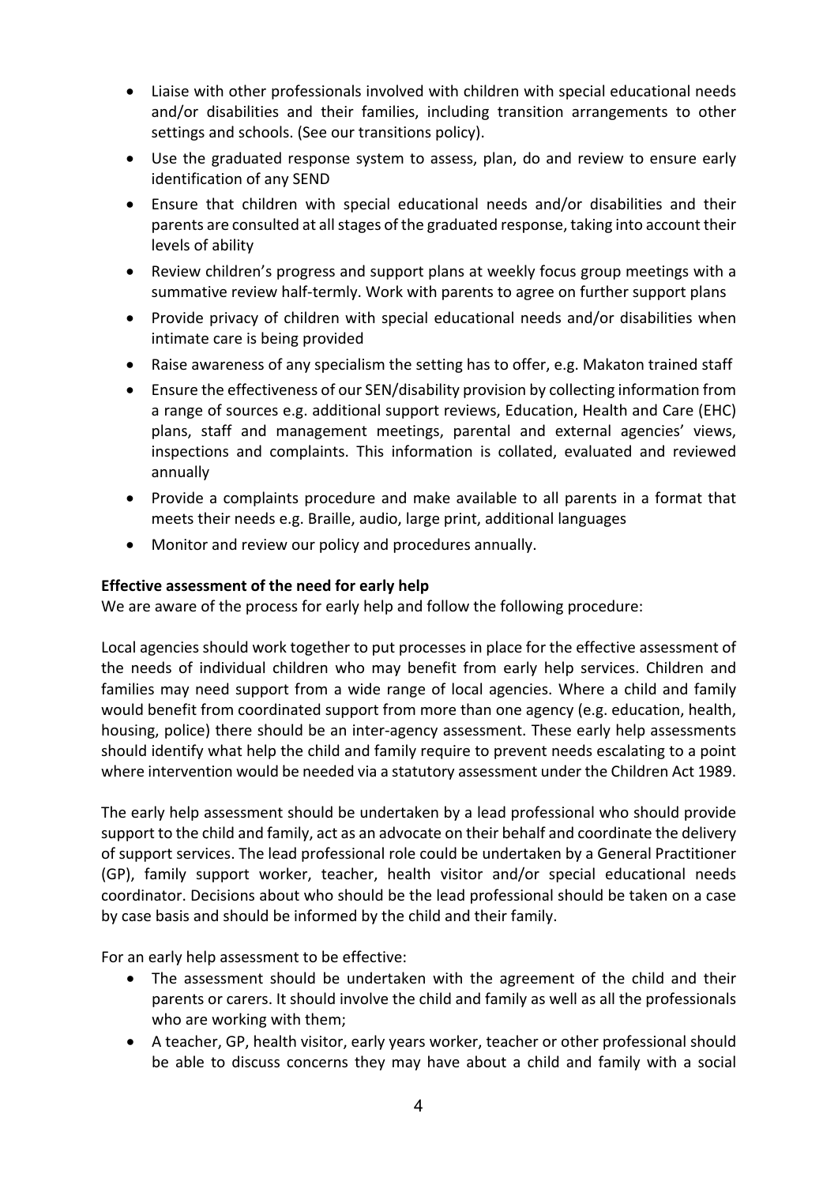- Liaise with other professionals involved with children with special educational needs and/or disabilities and their families, including transition arrangements to other settings and schools. (See our transitions policy).
- Use the graduated response system to assess, plan, do and review to ensure early identification of any SEND
- Ensure that children with special educational needs and/or disabilities and their parents are consulted at all stages of the graduated response, taking into account their levels of ability
- Review children's progress and support plans at weekly focus group meetings with a summative review half-termly. Work with parents to agree on further support plans
- Provide privacy of children with special educational needs and/or disabilities when intimate care is being provided
- Raise awareness of any specialism the setting has to offer, e.g. Makaton trained staff
- Ensure the effectiveness of our SEN/disability provision by collecting information from a range of sources e.g. additional support reviews, Education, Health and Care (EHC) plans, staff and management meetings, parental and external agencies' views, inspections and complaints. This information is collated, evaluated and reviewed annually
- Provide a complaints procedure and make available to all parents in a format that meets their needs e.g. Braille, audio, large print, additional languages
- Monitor and review our policy and procedures annually.

**Effective assessment of the need for early help**

We are aware of the process for early help and follow the following procedure:

Local agencies should work together to put processes in place for the effective assessment of the needs of individual children who may benefit from early help services. Children and families may need support from a wide range of local agencies. Where a child and family would benefit from coordinated support from more than one agency (e.g. education, health, housing, police) there should be an inter-agency assessment. These early help assessments should identify what help the child and family require to prevent needs escalating to a point where intervention would be needed via a statutory assessment under the Children Act 1989.

The early help assessment should be undertaken by a lead professional who should provide support to the child and family, act as an advocate on their behalf and coordinate the delivery of support services. The lead professional role could be undertaken by a General Practitioner (GP), family support worker, teacher, health visitor and/or special educational needs coordinator. Decisions about who should be the lead professional should be taken on a case by case basis and should be informed by the child and their family.

For an early help assessment to be effective:

- The assessment should be undertaken with the agreement of the child and their parents or carers. It should involve the child and family as well as all the professionals who are working with them;
- A teacher, GP, health visitor, early years worker, teacher or other professional should be able to discuss concerns they may have about a child and family with a social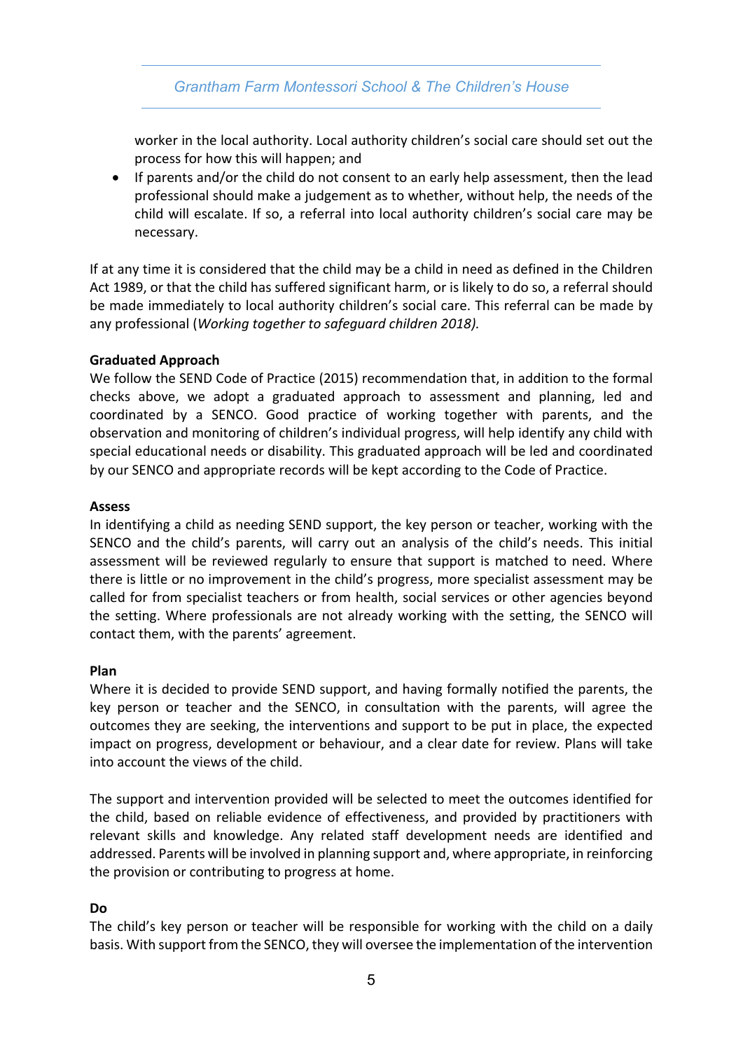worker in the local authority. Local authority children's social care should set out the process for how this will happen; and

- If parents and/or the child do not consent to an early help assessment, then the lead professional should make a judgement as to whether, without help, the needs of the child will escalate. If so, a referral into local authority children's social care may be necessary.

If at any time it is considered that the child may be a child in need as defined in the Children Act 1989, or that the child has suffered significant harm, or is likely to do so, a referral should be made immediately to local authority children's social care. This referral can be made by any professional (*Working together to safeguard children 2018).*

**Graduated Approach**

We follow the SEND Code of Practice (2015) recommendation that, in addition to the formal checks above, we adopt a graduated approach to assessment and planning, led and coordinated by a SENCO. Good practice of working together with parents, and the observation and monitoring of children's individual progress, will help identify any child with special educational needs or disability. This graduated approach will be led and coordinated by our SENCO and appropriate records will be kept according to the Code of Practice.

**Assess**

In identifying a child as needing SEND support, the key person or teacher, working with the SENCO and the child's parents, will carry out an analysis of the child's needs. This initial assessment will be reviewed regularly to ensure that support is matched to need. Where there is little or no improvement in the child's progress, more specialist assessment may be called for from specialist teachers or from health, social services or other agencies beyond the setting. Where professionals are not already working with the setting, the SENCO will contact them, with the parents' agreement.

**Plan**

Where it is decided to provide SEND support, and having formally notified the parents, the key person or teacher and the SENCO, in consultation with the parents, will agree the outcomes they are seeking, the interventions and support to be put in place, the expected impact on progress, development or behaviour, and a clear date for review. Plans will take into account the views of the child.

The support and intervention provided will be selected to meet the outcomes identified for the child, based on reliable evidence of effectiveness, and provided by practitioners with relevant skills and knowledge. Any related staff development needs are identified and addressed. Parents will be involved in planning support and, where appropriate, in reinforcing the provision or contributing to progress at home.

**Do**

The child's key person or teacher will be responsible for working with the child on a daily basis. With support from the SENCO, they will oversee the implementation of the intervention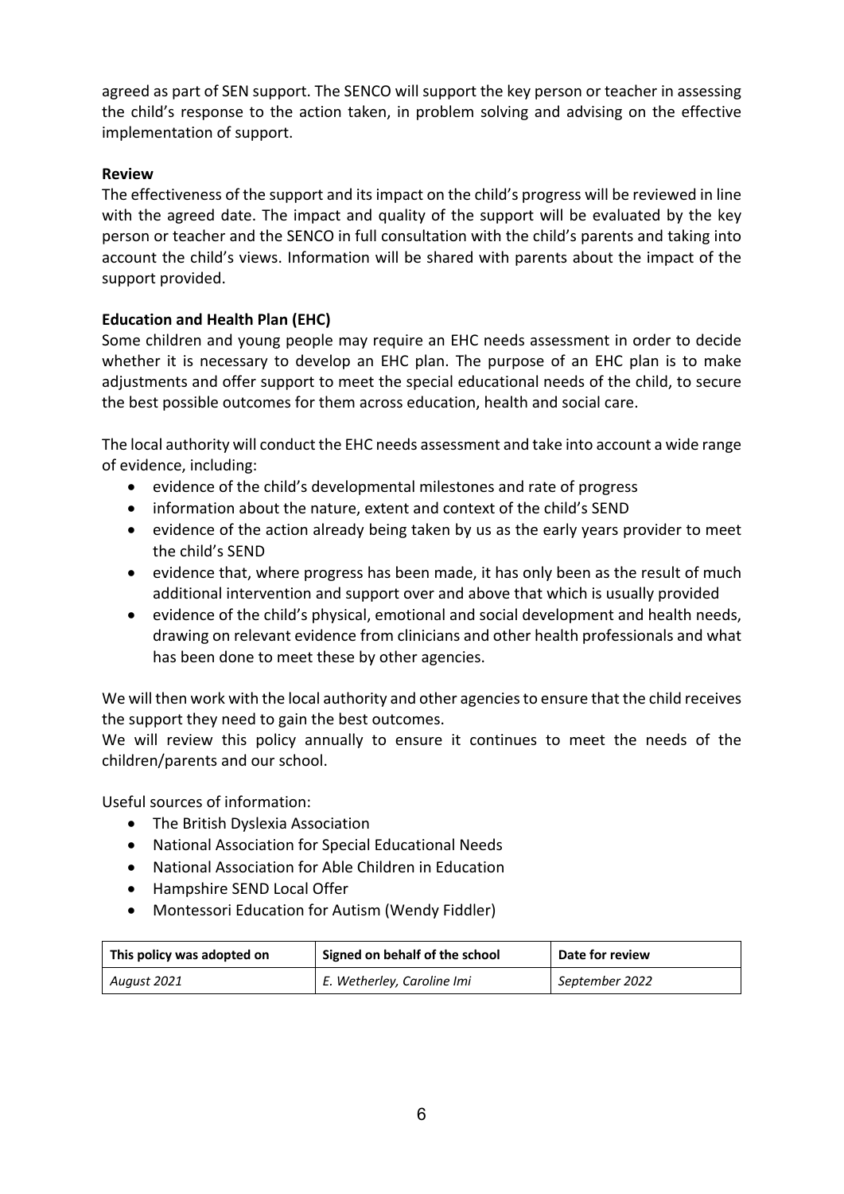agreed as part of SEN support. The SENCO will support the key person or teacher in assessing the child's response to the action taken, in problem solving and advising on the effective implementation of support.

**Review**

The effectiveness of the support and its impact on the child's progress will be reviewed in line with the agreed date. The impact and quality of the support will be evaluated by the key person or teacher and the SENCO in full consultation with the child's parents and taking into account the child's views. Information will be shared with parents about the impact of the support provided.

**Education and Health Plan (EHC)**

Some children and young people may require an EHC needs assessment in order to decide whether it is necessary to develop an EHC plan. The purpose of an EHC plan is to make adjustments and offer support to meet the special educational needs of the child, to secure the best possible outcomes for them across education, health and social care.

The local authority will conduct the EHC needs assessment and take into account a wide range of evidence, including:

- evidence of the child's developmental milestones and rate of progress
- information about the nature, extent and context of the child's SEND
- evidence of the action already being taken by us as the early years provider to meet the child's SEND
- evidence that, where progress has been made, it has only been as the result of much additional intervention and support over and above that which is usually provided
- evidence of the child's physical, emotional and social development and health needs, drawing on relevant evidence from clinicians and other health professionals and what has been done to meet these by other agencies.

We will then work with the local authority and other agencies to ensure that the child receives the support they need to gain the best outcomes.
We will review this policy annually to ensure it continues to meet the needs of the children/parents and our school.

Useful sources of information:

- The British Dyslexia Association
- National Association for Special Educational Needs
- National Association for Able Children in Education
- Hampshire SEND Local Offer
- Montessori Education for Autism (Wendy Fiddler)

| This policy was adopted on | Signed on behalf of the school | Date for review |
|---|---|---|
| *August 2021* | *E. Wetherley, Caroline Imi* | *September 2022* |